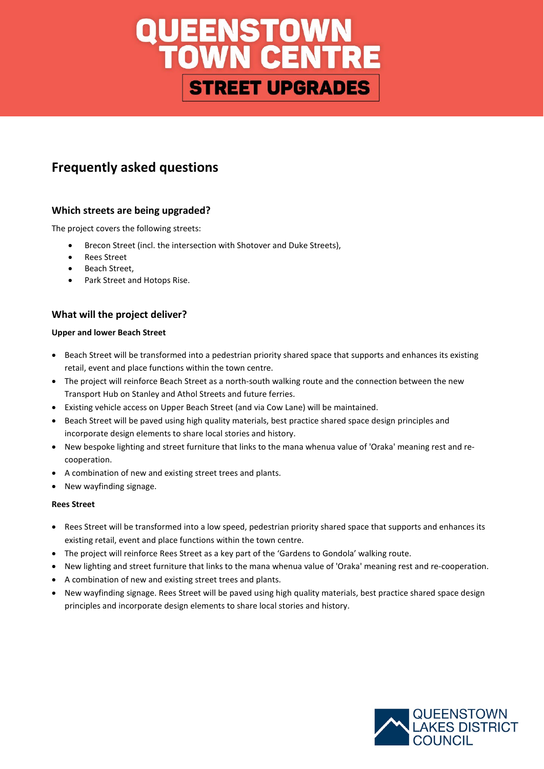# QUEENSTOWN TOWN CENTRE STREET UPGRADES

## Frequently asked questions

### Which streets are being upgraded?

The project covers the following streets:

- Brecon Street (incl. the intersection with Shotover and Duke Streets),
- Rees Street
- Beach Street,
- Park Street and Hotops Rise.

### What will the project deliver?

**Upper and lower Beach Street**

- Beach Street will be transformed into a pedestrian priority shared space that supports and enhances its existing retail, event and place functions within the town centre.
- The project will reinforce Beach Street as a north-south walking route and the connection between the new Transport Hub on Stanley and Athol Streets and future ferries.
- Existing vehicle access on Upper Beach Street (and via Cow Lane) will be maintained.
- Beach Street will be paved using high quality materials, best practice shared space design principles and incorporate design elements to share local stories and history.
- New bespoke lighting and street furniture that links to the mana whenua value of 'Oraka' meaning rest and re-cooperation.
- A combination of new and existing street trees and plants.
- New wayfinding signage.

**Rees Street**

- Rees Street will be transformed into a low speed, pedestrian priority shared space that supports and enhances its existing retail, event and place functions within the town centre.
- The project will reinforce Rees Street as a key part of the 'Gardens to Gondola' walking route.
- New lighting and street furniture that links to the mana whenua value of 'Oraka' meaning rest and re-cooperation.
- A combination of new and existing street trees and plants.
- New wayfinding signage. Rees Street will be paved using high quality materials, best practice shared space design principles and incorporate design elements to share local stories and history.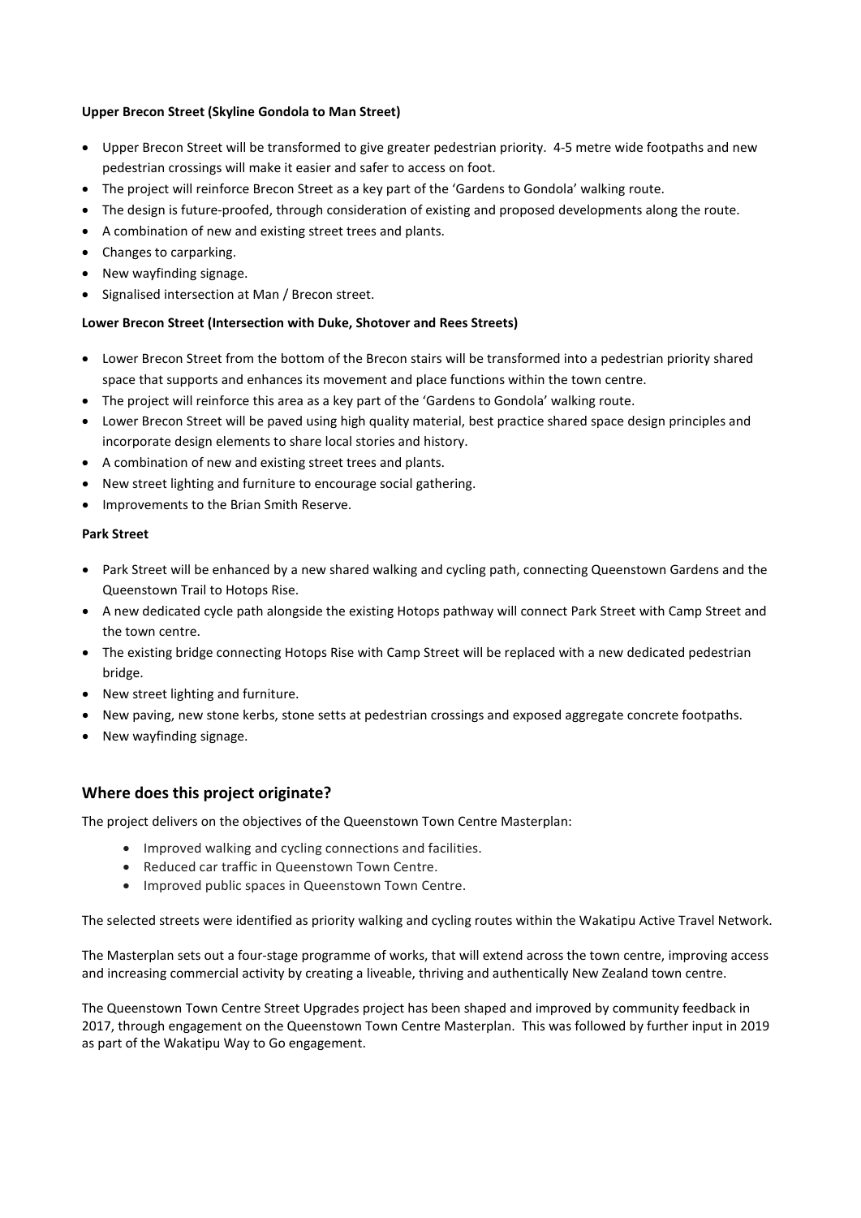**Upper Brecon Street (Skyline Gondola to Man Street)**

- Upper Brecon Street will be transformed to give greater pedestrian priority. 4-5 metre wide footpaths and new pedestrian crossings will make it easier and safer to access on foot.
- The project will reinforce Brecon Street as a key part of the 'Gardens to Gondola' walking route.
- The design is future-proofed, through consideration of existing and proposed developments along the route.
- A combination of new and existing street trees and plants.
- Changes to carparking.
- New wayfinding signage.
- Signalised intersection at Man / Brecon street.

**Lower Brecon Street (Intersection with Duke, Shotover and Rees Streets)**

- Lower Brecon Street from the bottom of the Brecon stairs will be transformed into a pedestrian priority shared space that supports and enhances its movement and place functions within the town centre.
- The project will reinforce this area as a key part of the 'Gardens to Gondola' walking route.
- Lower Brecon Street will be paved using high quality material, best practice shared space design principles and incorporate design elements to share local stories and history.
- A combination of new and existing street trees and plants.
- New street lighting and furniture to encourage social gathering.
- Improvements to the Brian Smith Reserve.

**Park Street**

- Park Street will be enhanced by a new shared walking and cycling path, connecting Queenstown Gardens and the Queenstown Trail to Hotops Rise.
- A new dedicated cycle path alongside the existing Hotops pathway will connect Park Street with Camp Street and the town centre.
- The existing bridge connecting Hotops Rise with Camp Street will be replaced with a new dedicated pedestrian bridge.
- New street lighting and furniture.
- New paving, new stone kerbs, stone setts at pedestrian crossings and exposed aggregate concrete footpaths.
- New wayfinding signage.

## Where does this project originate?

The project delivers on the objectives of the Queenstown Town Centre Masterplan:

- Improved walking and cycling connections and facilities.
- Reduced car traffic in Queenstown Town Centre.
- Improved public spaces in Queenstown Town Centre.

The selected streets were identified as priority walking and cycling routes within the Wakatipu Active Travel Network.

The Masterplan sets out a four-stage programme of works, that will extend across the town centre, improving access and increasing commercial activity by creating a liveable, thriving and authentically New Zealand town centre.

The Queenstown Town Centre Street Upgrades project has been shaped and improved by community feedback in 2017, through engagement on the Queenstown Town Centre Masterplan. This was followed by further input in 2019 as part of the Wakatipu Way to Go engagement.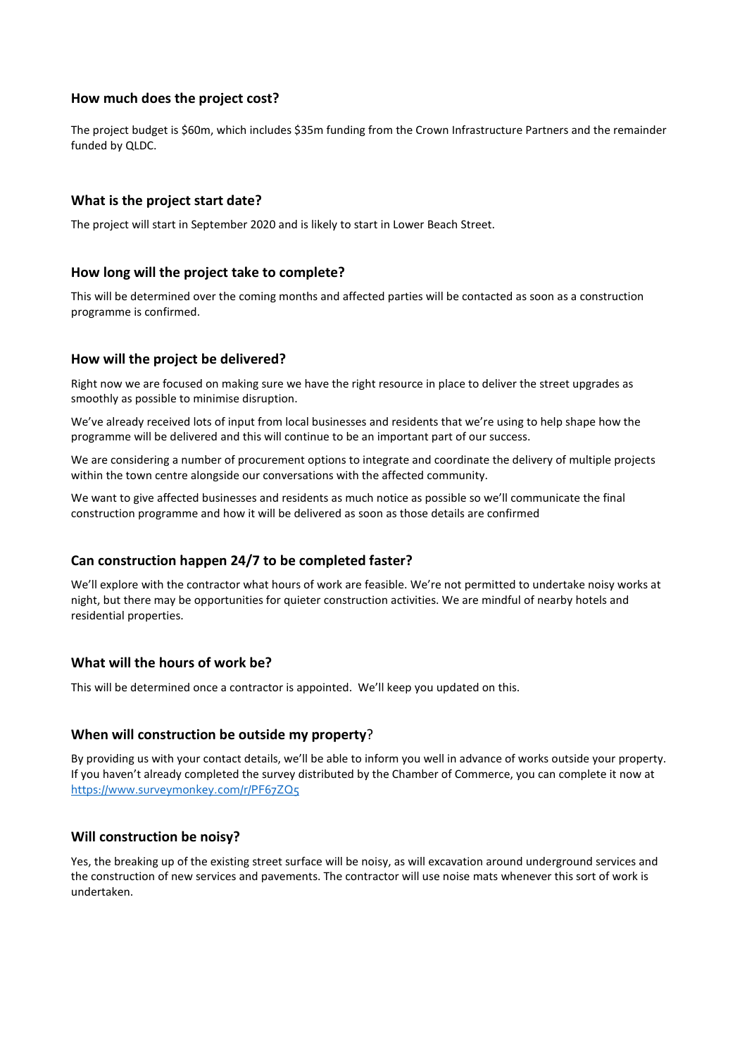### How much does the project cost?

The project budget is $60m, which includes $35m funding from the Crown Infrastructure Partners and the remainder funded by QLDC.

### What is the project start date?

The project will start in September 2020 and is likely to start in Lower Beach Street.

### How long will the project take to complete?

This will be determined over the coming months and affected parties will be contacted as soon as a construction programme is confirmed.

### How will the project be delivered?

Right now we are focused on making sure we have the right resource in place to deliver the street upgrades as smoothly as possible to minimise disruption.

We've already received lots of input from local businesses and residents that we're using to help shape how the programme will be delivered and this will continue to be an important part of our success.

We are considering a number of procurement options to integrate and coordinate the delivery of multiple projects within the town centre alongside our conversations with the affected community.

We want to give affected businesses and residents as much notice as possible so we'll communicate the final construction programme and how it will be delivered as soon as those details are confirmed

### Can construction happen 24/7 to be completed faster?

We'll explore with the contractor what hours of work are feasible. We're not permitted to undertake noisy works at night, but there may be opportunities for quieter construction activities. We are mindful of nearby hotels and residential properties.

### What will the hours of work be?

This will be determined once a contractor is appointed. We'll keep you updated on this.

### When will construction be outside my property?

By providing us with your contact details, we'll be able to inform you well in advance of works outside your property. If you haven't already completed the survey distributed by the Chamber of Commerce, you can complete it now at https://www.surveymonkey.com/r/PF67ZQ5

### Will construction be noisy?

Yes, the breaking up of the existing street surface will be noisy, as will excavation around underground services and the construction of new services and pavements. The contractor will use noise mats whenever this sort of work is undertaken.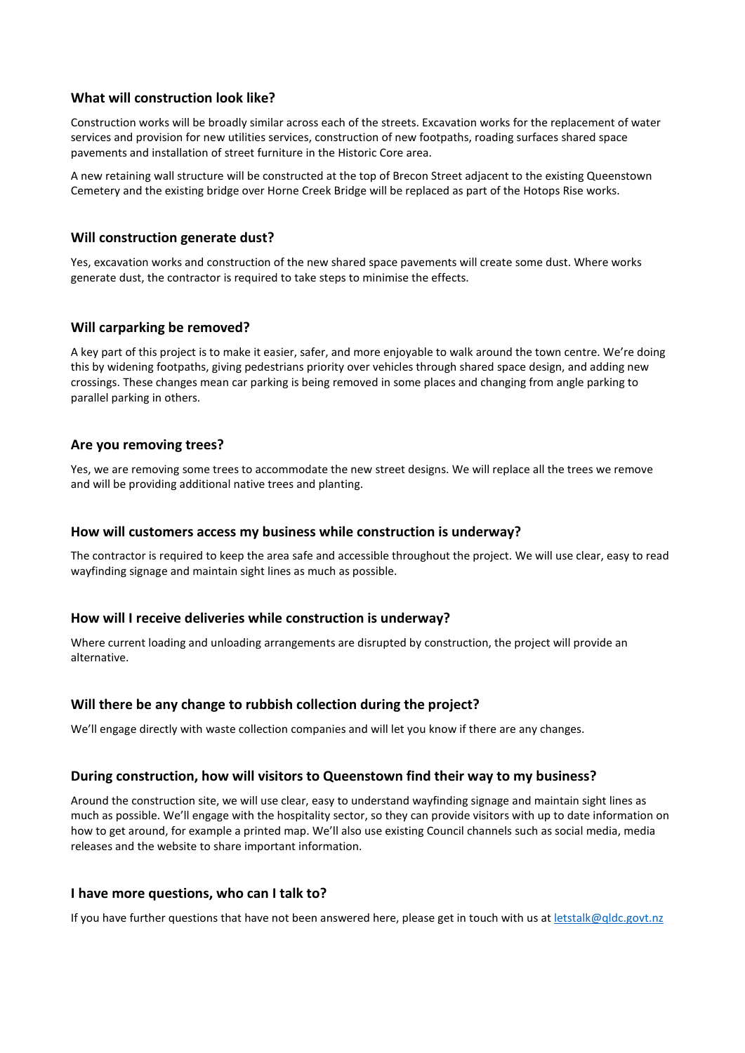### What will construction look like?

Construction works will be broadly similar across each of the streets. Excavation works for the replacement of water services and provision for new utilities services, construction of new footpaths, roading surfaces shared space pavements and installation of street furniture in the Historic Core area.

A new retaining wall structure will be constructed at the top of Brecon Street adjacent to the existing Queenstown Cemetery and the existing bridge over Horne Creek Bridge will be replaced as part of the Hotops Rise works.

### Will construction generate dust?

Yes, excavation works and construction of the new shared space pavements will create some dust. Where works generate dust, the contractor is required to take steps to minimise the effects.

### Will carparking be removed?

A key part of this project is to make it easier, safer, and more enjoyable to walk around the town centre. We're doing this by widening footpaths, giving pedestrians priority over vehicles through shared space design, and adding new crossings. These changes mean car parking is being removed in some places and changing from angle parking to parallel parking in others.

### Are you removing trees?

Yes, we are removing some trees to accommodate the new street designs. We will replace all the trees we remove and will be providing additional native trees and planting.

### How will customers access my business while construction is underway?

The contractor is required to keep the area safe and accessible throughout the project. We will use clear, easy to read wayfinding signage and maintain sight lines as much as possible.

### How will I receive deliveries while construction is underway?

Where current loading and unloading arrangements are disrupted by construction, the project will provide an alternative.

### Will there be any change to rubbish collection during the project?

We'll engage directly with waste collection companies and will let you know if there are any changes.

### During construction, how will visitors to Queenstown find their way to my business?

Around the construction site, we will use clear, easy to understand wayfinding signage and maintain sight lines as much as possible. We'll engage with the hospitality sector, so they can provide visitors with up to date information on how to get around, for example a printed map. We'll also use existing Council channels such as social media, media releases and the website to share important information.

### I have more questions, who can I talk to?

If you have further questions that have not been answered here, please get in touch with us at [letstalk@qldc.govt.nz](mailto:letstalk@qldc.govt.nz)